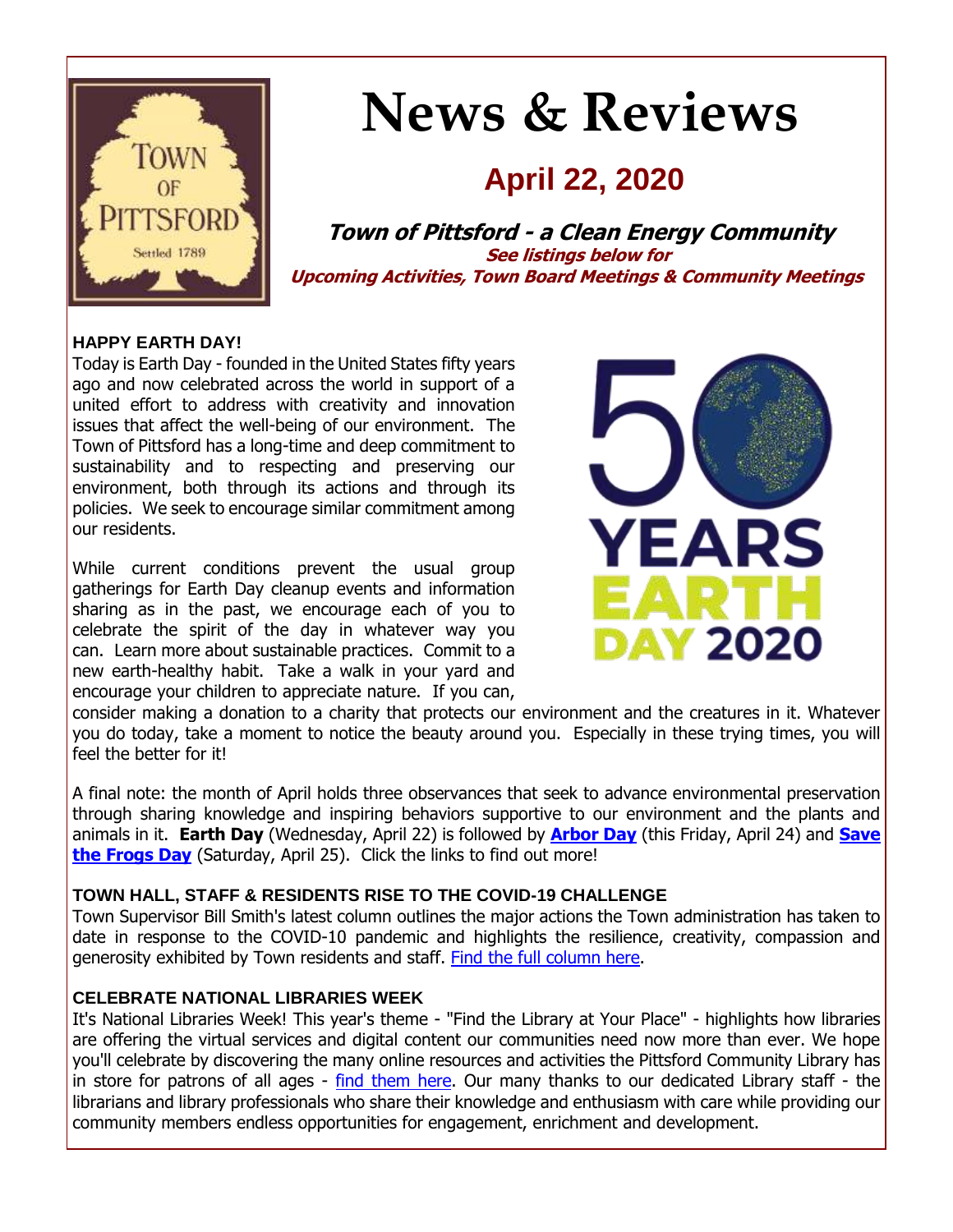# News & Reviews

## April 22, 2020

**_Town of Pittsford - a Clean Energy Community_**

**_See listings below for_**
**_Upcoming Activities, Town Board Meetings & Community Meetings_**

### HAPPY EARTH DAY!

Today is Earth Day - founded in the United States fifty years ago and now celebrated across the world in support of a united effort to address with creativity and innovation issues that affect the well-being of our environment. The Town of Pittsford has a long-time and deep commitment to sustainability and to respecting and preserving our environment, both through its actions and through its policies. We seek to encourage similar commitment among our residents.

While current conditions prevent the usual group gatherings for Earth Day cleanup events and information sharing as in the past, we encourage each of you to celebrate the spirit of the day in whatever way you can. Learn more about sustainable practices. Commit to a new earth-healthy habit. Take a walk in your yard and encourage your children to appreciate nature. If you can, consider making a donation to a charity that protects our environment and the creatures in it. Whatever you do today, take a moment to notice the beauty around you. Especially in these trying times, you will feel the better for it!

A final note: the month of April holds three observances that seek to advance environmental preservation through sharing knowledge and inspiring behaviors supportive to our environment and the plants and animals in it. **Earth Day** (Wednesday, April 22) is followed by **Arbor Day** (this Friday, April 24) and **Save the Frogs Day** (Saturday, April 25). Click the links to find out more!

### TOWN HALL, STAFF & RESIDENTS RISE TO THE COVID-19 CHALLENGE

Town Supervisor Bill Smith's latest column outlines the major actions the Town administration has taken to date in response to the COVID-10 pandemic and highlights the resilience, creativity, compassion and generosity exhibited by Town residents and staff. Find the full column here.

### CELEBRATE NATIONAL LIBRARIES WEEK

It's National Libraries Week! This year's theme - "Find the Library at Your Place" - highlights how libraries are offering the virtual services and digital content our communities need now more than ever. We hope you'll celebrate by discovering the many online resources and activities the Pittsford Community Library has in store for patrons of all ages - find them here. Our many thanks to our dedicated Library staff - the librarians and library professionals who share their knowledge and enthusiasm with care while providing our community members endless opportunities for engagement, enrichment and development.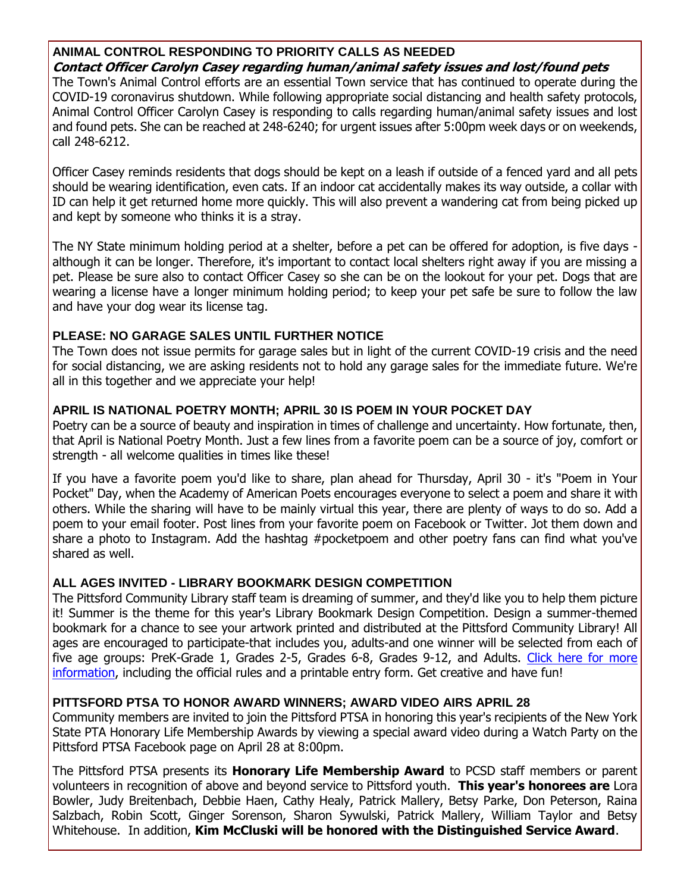## ANIMAL CONTROL RESPONDING TO PRIORITY CALLS AS NEEDED

***Contact Officer Carolyn Casey regarding human/animal safety issues and lost/found pets***

The Town's Animal Control efforts are an essential Town service that has continued to operate during the COVID-19 coronavirus shutdown. While following appropriate social distancing and health safety protocols, Animal Control Officer Carolyn Casey is responding to calls regarding human/animal safety issues and lost and found pets. She can be reached at 248-6240; for urgent issues after 5:00pm week days or on weekends, call 248-6212.

Officer Casey reminds residents that dogs should be kept on a leash if outside of a fenced yard and all pets should be wearing identification, even cats. If an indoor cat accidentally makes its way outside, a collar with ID can help it get returned home more quickly. This will also prevent a wandering cat from being picked up and kept by someone who thinks it is a stray.

The NY State minimum holding period at a shelter, before a pet can be offered for adoption, is five days - although it can be longer. Therefore, it's important to contact local shelters right away if you are missing a pet. Please be sure also to contact Officer Casey so she can be on the lookout for your pet. Dogs that are wearing a license have a longer minimum holding period; to keep your pet safe be sure to follow the law and have your dog wear its license tag.

## PLEASE: NO GARAGE SALES UNTIL FURTHER NOTICE

The Town does not issue permits for garage sales but in light of the current COVID-19 crisis and the need for social distancing, we are asking residents not to hold any garage sales for the immediate future. We're all in this together and we appreciate your help!

## APRIL IS NATIONAL POETRY MONTH; APRIL 30 IS POEM IN YOUR POCKET DAY

Poetry can be a source of beauty and inspiration in times of challenge and uncertainty. How fortunate, then, that April is National Poetry Month. Just a few lines from a favorite poem can be a source of joy, comfort or strength - all welcome qualities in times like these!

If you have a favorite poem you'd like to share, plan ahead for Thursday, April 30 - it's "Poem in Your Pocket" Day, when the Academy of American Poets encourages everyone to select a poem and share it with others. While the sharing will have to be mainly virtual this year, there are plenty of ways to do so. Add a poem to your email footer. Post lines from your favorite poem on Facebook or Twitter. Jot them down and share a photo to Instagram. Add the hashtag #pocketpoem and other poetry fans can find what you've shared as well.

## ALL AGES INVITED - LIBRARY BOOKMARK DESIGN COMPETITION

The Pittsford Community Library staff team is dreaming of summer, and they'd like you to help them picture it! Summer is the theme for this year's Library Bookmark Design Competition. Design a summer-themed bookmark for a chance to see your artwork printed and distributed at the Pittsford Community Library! All ages are encouraged to participate-that includes you, adults-and one winner will be selected from each of five age groups: PreK-Grade 1, Grades 2-5, Grades 6-8, Grades 9-12, and Adults. Click here for more information, including the official rules and a printable entry form. Get creative and have fun!

## PITTSFORD PTSA TO HONOR AWARD WINNERS; AWARD VIDEO AIRS APRIL 28

Community members are invited to join the Pittsford PTSA in honoring this year's recipients of the New York State PTA Honorary Life Membership Awards by viewing a special award video during a Watch Party on the Pittsford PTSA Facebook page on April 28 at 8:00pm.

The Pittsford PTSA presents its **Honorary Life Membership Award** to PCSD staff members or parent volunteers in recognition of above and beyond service to Pittsford youth. **This year's honorees are** Lora Bowler, Judy Breitenbach, Debbie Haen, Cathy Healy, Patrick Mallery, Betsy Parke, Don Peterson, Raina Salzbach, Robin Scott, Ginger Sorenson, Sharon Sywulski, Patrick Mallery, William Taylor and Betsy Whitehouse. In addition, **Kim McCluski will be honored with the Distinguished Service Award**.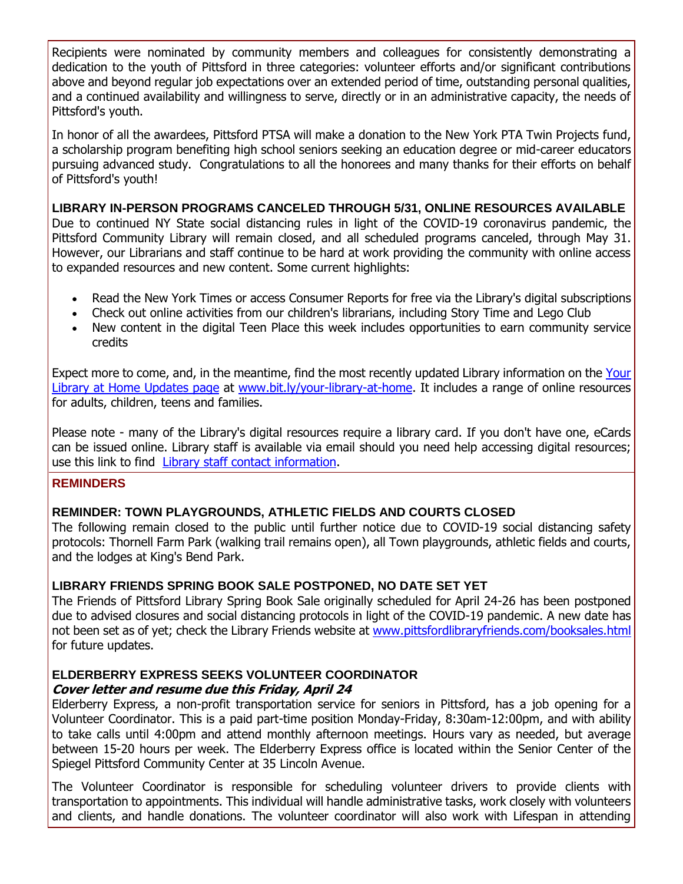Recipients were nominated by community members and colleagues for consistently demonstrating a dedication to the youth of Pittsford in three categories: volunteer efforts and/or significant contributions above and beyond regular job expectations over an extended period of time, outstanding personal qualities, and a continued availability and willingness to serve, directly or in an administrative capacity, the needs of Pittsford's youth.

In honor of all the awardees, Pittsford PTSA will make a donation to the New York PTA Twin Projects fund, a scholarship program benefiting high school seniors seeking an education degree or mid-career educators pursuing advanced study.  Congratulations to all the honorees and many thanks for their efforts on behalf of Pittsford's youth!

**LIBRARY IN-PERSON PROGRAMS CANCELED THROUGH 5/31, ONLINE RESOURCES AVAILABLE**

Due to continued NY State social distancing rules in light of the COVID-19 coronavirus pandemic, the Pittsford Community Library will remain closed, and all scheduled programs canceled, through May 31. However, our Librarians and staff continue to be hard at work providing the community with online access to expanded resources and new content. Some current highlights:

- Read the New York Times or access Consumer Reports for free via the Library's digital subscriptions
- Check out online activities from our children's librarians, including Story Time and Lego Club
- New content in the digital Teen Place this week includes opportunities to earn community service credits

Expect more to come, and, in the meantime, find the most recently updated Library information on the Your Library at Home Updates page at www.bit.ly/your-library-at-home. It includes a range of online resources for adults, children, teens and families.

Please note - many of the Library's digital resources require a library card. If you don't have one, eCards can be issued online. Library staff is available via email should you need help accessing digital resources; use this link to find  Library staff contact information.

## REMINDERS

**REMINDER: TOWN PLAYGROUNDS, ATHLETIC FIELDS AND COURTS CLOSED**

The following remain closed to the public until further notice due to COVID-19 social distancing safety protocols: Thornell Farm Park (walking trail remains open), all Town playgrounds, athletic fields and courts, and the lodges at King's Bend Park.

**LIBRARY FRIENDS SPRING BOOK SALE POSTPONED, NO DATE SET YET**

The Friends of Pittsford Library Spring Book Sale originally scheduled for April 24-26 has been postponed due to advised closures and social distancing protocols in light of the COVID-19 pandemic. A new date has not been set as of yet; check the Library Friends website at www.pittsfordlibraryfriends.com/booksales.html for future updates.

**ELDERBERRY EXPRESS SEEKS VOLUNTEER COORDINATOR**

***Cover letter and resume due this Friday, April 24***

Elderberry Express, a non-profit transportation service for seniors in Pittsford, has a job opening for a Volunteer Coordinator. This is a paid part-time position Monday-Friday, 8:30am-12:00pm, and with ability to take calls until 4:00pm and attend monthly afternoon meetings. Hours vary as needed, but average between 15-20 hours per week. The Elderberry Express office is located within the Senior Center of the Spiegel Pittsford Community Center at 35 Lincoln Avenue.

The Volunteer Coordinator is responsible for scheduling volunteer drivers to provide clients with transportation to appointments. This individual will handle administrative tasks, work closely with volunteers and clients, and handle donations. The volunteer coordinator will also work with Lifespan in attending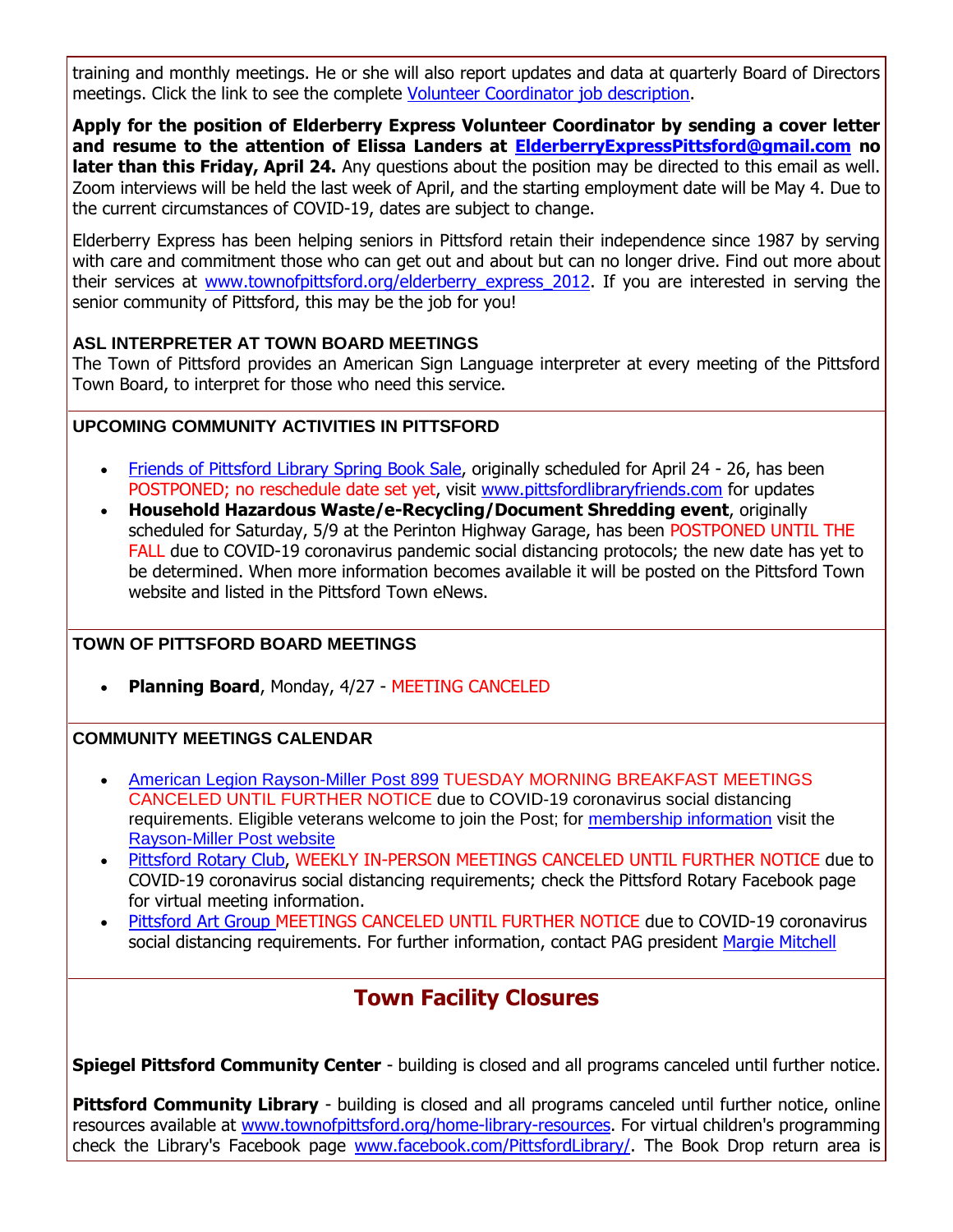training and monthly meetings. He or she will also report updates and data at quarterly Board of Directors meetings. Click the link to see the complete Volunteer Coordinator job description.

**Apply for the position of Elderberry Express Volunteer Coordinator by sending a cover letter and resume to the attention of Elissa Landers at ElderberryExpressPittsford@gmail.com no later than this Friday, April 24.** Any questions about the position may be directed to this email as well. Zoom interviews will be held the last week of April, and the starting employment date will be May 4. Due to the current circumstances of COVID-19, dates are subject to change.

Elderberry Express has been helping seniors in Pittsford retain their independence since 1987 by serving with care and commitment those who can get out and about but can no longer drive. Find out more about their services at www.townofpittsford.org/elderberry_express_2012. If you are interested in serving the senior community of Pittsford, this may be the job for you!

### ASL INTERPRETER AT TOWN BOARD MEETINGS

The Town of Pittsford provides an American Sign Language interpreter at every meeting of the Pittsford Town Board, to interpret for those who need this service.

### UPCOMING COMMUNITY ACTIVITIES IN PITTSFORD

- Friends of Pittsford Library Spring Book Sale, originally scheduled for April 24 - 26, has been POSTPONED; no reschedule date set yet, visit www.pittsfordlibraryfriends.com for updates
- **Household Hazardous Waste/e-Recycling/Document Shredding event**, originally scheduled for Saturday, 5/9 at the Perinton Highway Garage, has been POSTPONED UNTIL THE FALL due to COVID-19 coronavirus pandemic social distancing protocols; the new date has yet to be determined. When more information becomes available it will be posted on the Pittsford Town website and listed in the Pittsford Town eNews.

### TOWN OF PITTSFORD BOARD MEETINGS

- **Planning Board**, Monday, 4/27 - MEETING CANCELED

### COMMUNITY MEETINGS CALENDAR

- American Legion Rayson-Miller Post 899 TUESDAY MORNING BREAKFAST MEETINGS CANCELED UNTIL FURTHER NOTICE due to COVID-19 coronavirus social distancing requirements. Eligible veterans welcome to join the Post; for membership information visit the Rayson-Miller Post website
- Pittsford Rotary Club, WEEKLY IN-PERSON MEETINGS CANCELED UNTIL FURTHER NOTICE due to COVID-19 coronavirus social distancing requirements; check the Pittsford Rotary Facebook page for virtual meeting information.
- Pittsford Art Group MEETINGS CANCELED UNTIL FURTHER NOTICE due to COVID-19 coronavirus social distancing requirements. For further information, contact PAG president Margie Mitchell

## Town Facility Closures

**Spiegel Pittsford Community Center** - building is closed and all programs canceled until further notice.

**Pittsford Community Library** - building is closed and all programs canceled until further notice, online resources available at www.townofpittsford.org/home-library-resources. For virtual children's programming check the Library's Facebook page www.facebook.com/PittsfordLibrary/. The Book Drop return area is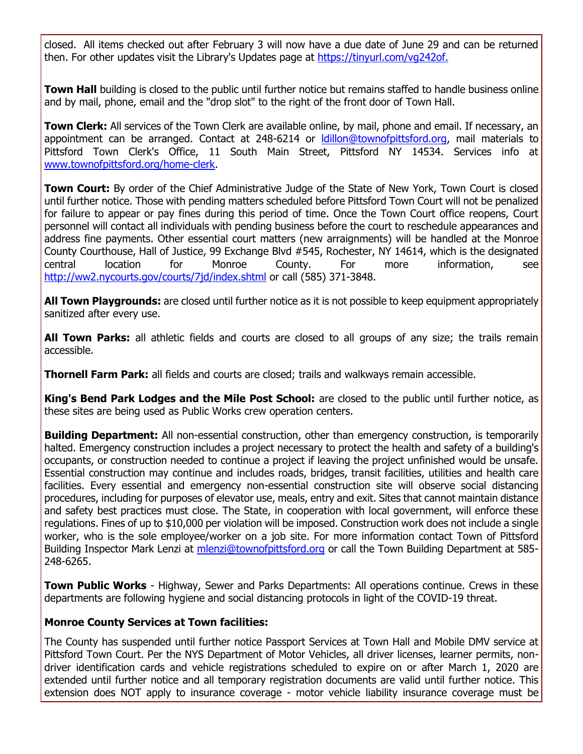closed. All items checked out after February 3 will now have a due date of June 29 and can be returned then. For other updates visit the Library's Updates page at https://tinyurl.com/vg242of.

**Town Hall** building is closed to the public until further notice but remains staffed to handle business online and by mail, phone, email and the "drop slot" to the right of the front door of Town Hall.

**Town Clerk:** All services of the Town Clerk are available online, by mail, phone and email. If necessary, an appointment can be arranged. Contact at 248-6214 or ldillon@townofpittsford.org, mail materials to Pittsford Town Clerk's Office, 11 South Main Street, Pittsford NY 14534. Services info at www.townofpittsford.org/home-clerk.

**Town Court:** By order of the Chief Administrative Judge of the State of New York, Town Court is closed until further notice. Those with pending matters scheduled before Pittsford Town Court will not be penalized for failure to appear or pay fines during this period of time. Once the Town Court office reopens, Court personnel will contact all individuals with pending business before the court to reschedule appearances and address fine payments. Other essential court matters (new arraignments) will be handled at the Monroe County Courthouse, Hall of Justice, 99 Exchange Blvd #545, Rochester, NY 14614, which is the designated central location for Monroe County. For more information, see http://ww2.nycourts.gov/courts/7jd/index.shtml or call (585) 371-3848.

**All Town Playgrounds:** are closed until further notice as it is not possible to keep equipment appropriately sanitized after every use.

**All Town Parks:** all athletic fields and courts are closed to all groups of any size; the trails remain accessible.

**Thornell Farm Park:** all fields and courts are closed; trails and walkways remain accessible.

**King's Bend Park Lodges and the Mile Post School:** are closed to the public until further notice, as these sites are being used as Public Works crew operation centers.

**Building Department:** All non-essential construction, other than emergency construction, is temporarily halted. Emergency construction includes a project necessary to protect the health and safety of a building's occupants, or construction needed to continue a project if leaving the project unfinished would be unsafe. Essential construction may continue and includes roads, bridges, transit facilities, utilities and health care facilities. Every essential and emergency non-essential construction site will observe social distancing procedures, including for purposes of elevator use, meals, entry and exit. Sites that cannot maintain distance and safety best practices must close. The State, in cooperation with local government, will enforce these regulations. Fines of up to $10,000 per violation will be imposed. Construction work does not include a single worker, who is the sole employee/worker on a job site. For more information contact Town of Pittsford Building Inspector Mark Lenzi at mlenzi@townofpittsford.org or call the Town Building Department at 585-248-6265.

**Town Public Works** - Highway, Sewer and Parks Departments: All operations continue. Crews in these departments are following hygiene and social distancing protocols in light of the COVID-19 threat.

**Monroe County Services at Town facilities:**

The County has suspended until further notice Passport Services at Town Hall and Mobile DMV service at Pittsford Town Court. Per the NYS Department of Motor Vehicles, all driver licenses, learner permits, non-driver identification cards and vehicle registrations scheduled to expire on or after March 1, 2020 are extended until further notice and all temporary registration documents are valid until further notice. This extension does NOT apply to insurance coverage - motor vehicle liability insurance coverage must be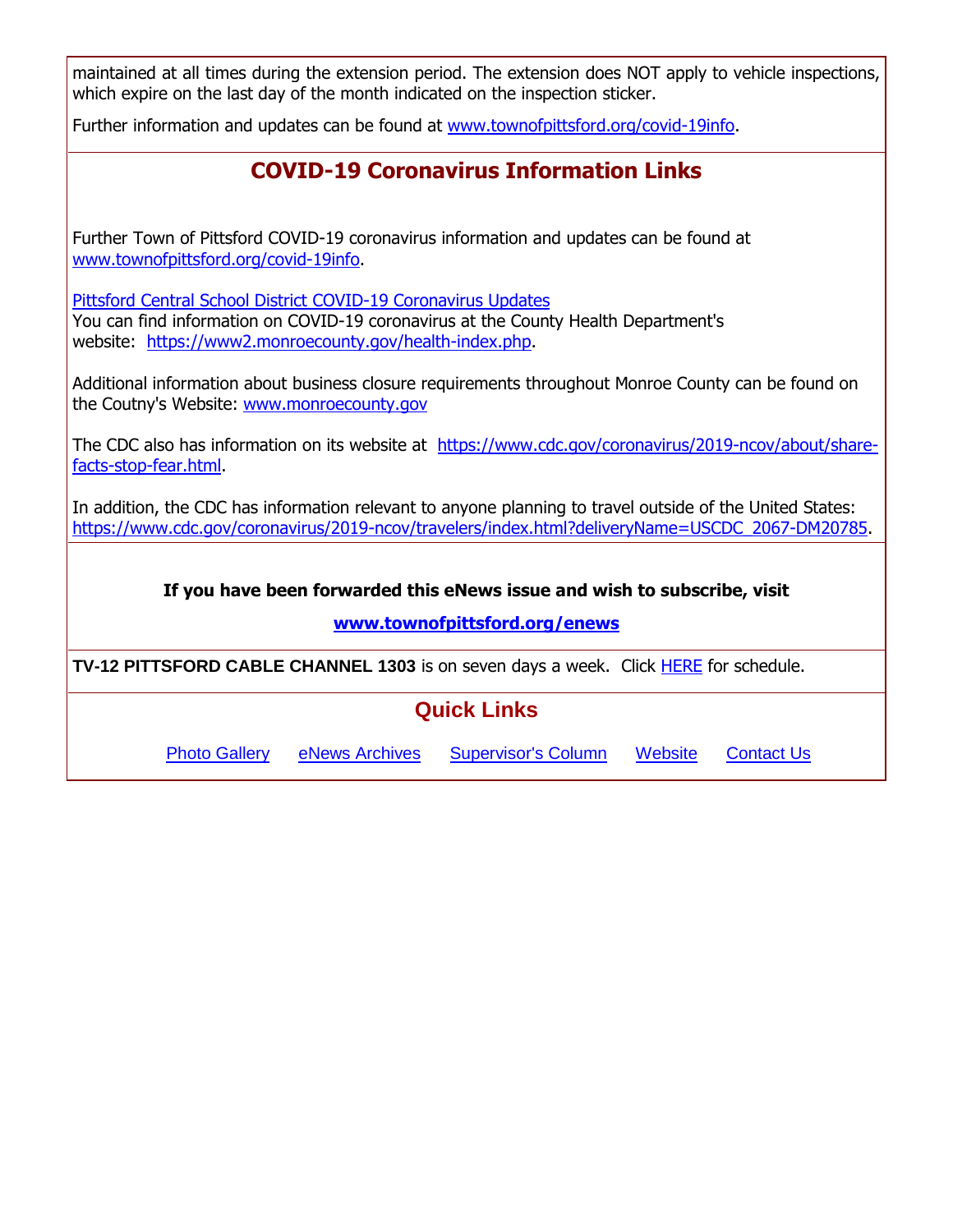maintained at all times during the extension period. The extension does NOT apply to vehicle inspections, which expire on the last day of the month indicated on the inspection sticker.

Further information and updates can be found at www.townofpittsford.org/covid-19info.

## COVID-19 Coronavirus Information Links

Further Town of Pittsford COVID-19 coronavirus information and updates can be found at www.townofpittsford.org/covid-19info.

Pittsford Central School District COVID-19 Coronavirus Updates
You can find information on COVID-19 coronavirus at the County Health Department's website: https://www2.monroecounty.gov/health-index.php.

Additional information about business closure requirements throughout Monroe County can be found on the Coutny's Website: www.monroecounty.gov

The CDC also has information on its website at https://www.cdc.gov/coronavirus/2019-ncov/about/share-facts-stop-fear.html.

In addition, the CDC has information relevant to anyone planning to travel outside of the United States: https://www.cdc.gov/coronavirus/2019-ncov/travelers/index.html?deliveryName=USCDC_2067-DM20785.

**If you have been forwarded this eNews issue and wish to subscribe, visit**

**www.townofpittsford.org/enews**

**TV-12 PITTSFORD CABLE CHANNEL 1303** is on seven days a week. Click HERE for schedule.

## Quick Links

Photo Gallery eNews Archives Supervisor's Column Website Contact Us